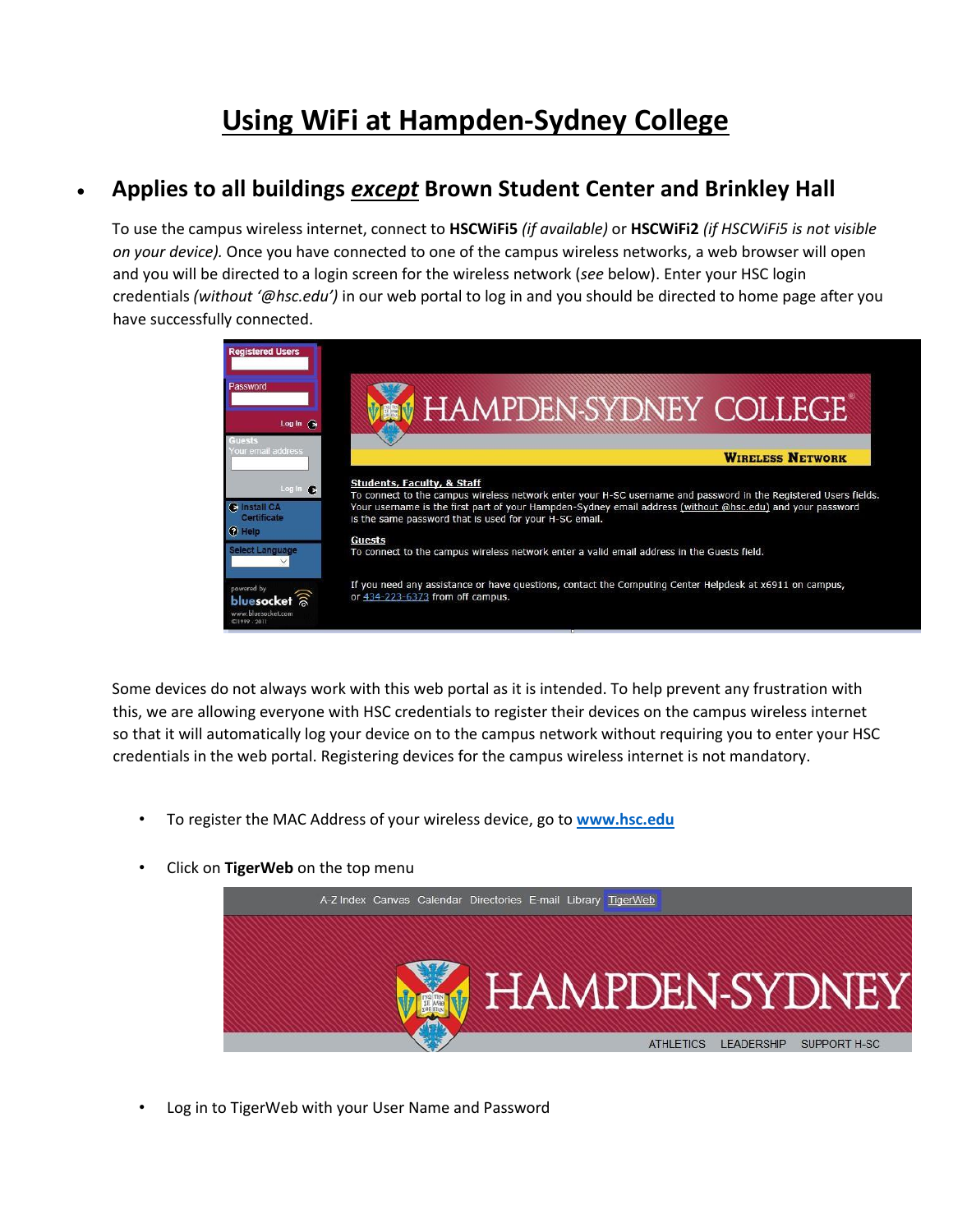# Using WiFi at Hampden-Sydney College

- ## Applies to all buildings *except* Brown Student Center and Brinkley Hall

To use the campus wireless internet, connect to **HSCWiFi5** *(if available)* or **HSCWiFi2** *(if HSCWiFi5 is not visible on your device).* Once you have connected to one of the campus wireless networks, a web browser will open and you will be directed to a login screen for the wireless network (*see* below). Enter your HSC login credentials *(without '@hsc.edu')* in our web portal to log in and you should be directed to home page after you have successfully connected.

Some devices do not always work with this web portal as it is intended. To help prevent any frustration with this, we are allowing everyone with HSC credentials to register their devices on the campus wireless internet so that it will automatically log your device on to the campus network without requiring you to enter your HSC credentials in the web portal. Registering devices for the campus wireless internet is not mandatory.

- To register the MAC Address of your wireless device, go to **www.hsc.edu**
- Click on **TigerWeb** on the top menu
- Log in to TigerWeb with your User Name and Password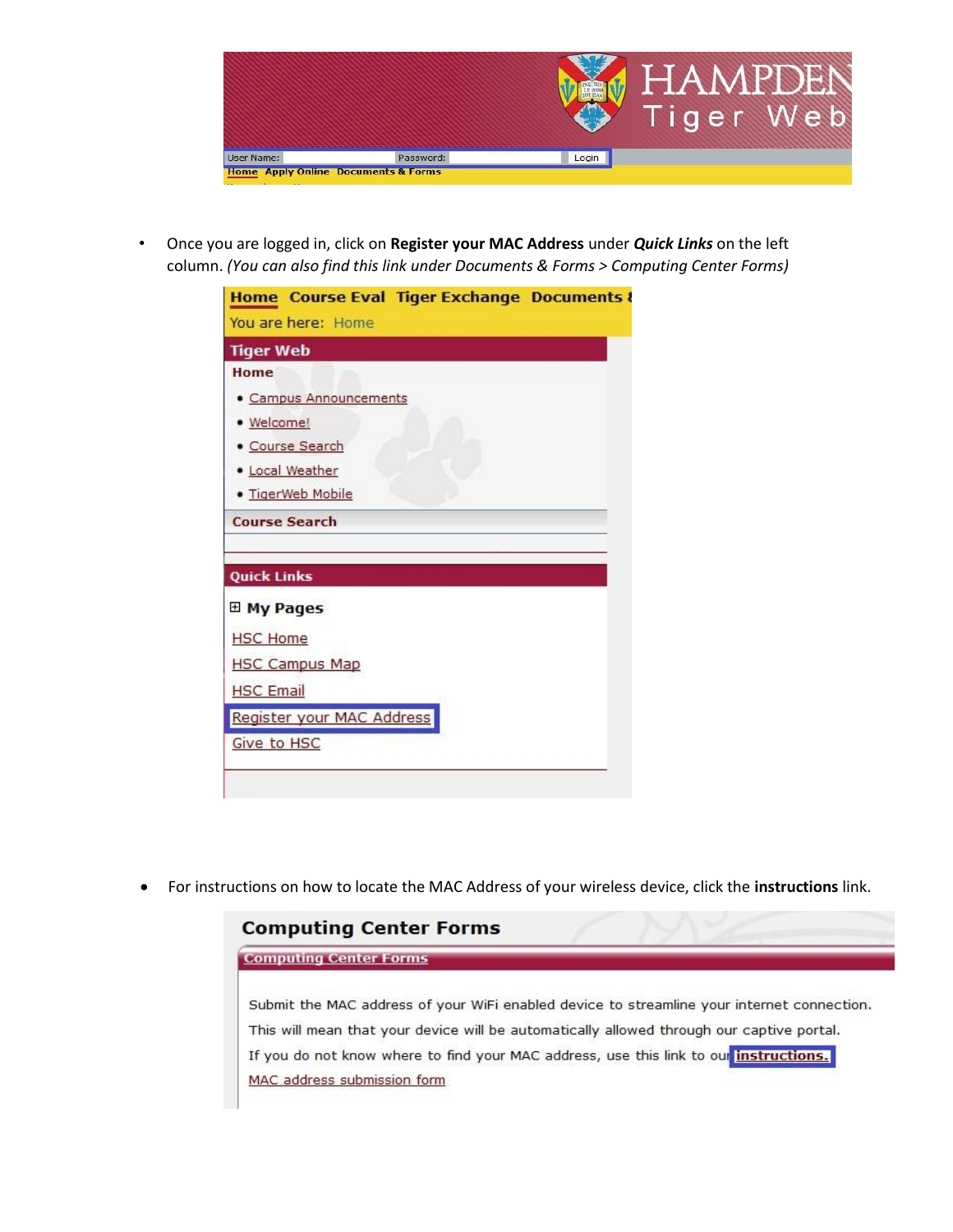- Once you are logged in, click on **Register your MAC Address** under ***Quick Links*** on the left column. *(You can also find this link under Documents & Forms > Computing Center Forms)*

- For instructions on how to locate the MAC Address of your wireless device, click the **instructions** link.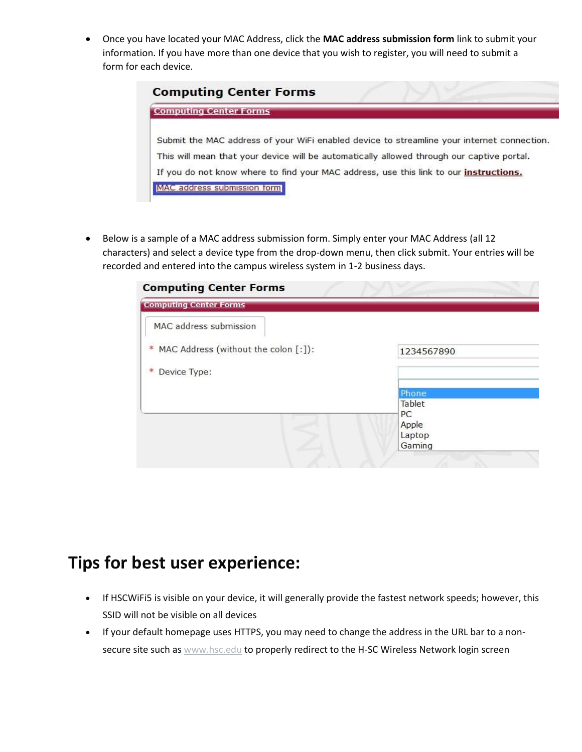- Once you have located your MAC Address, click the **MAC address submission form** link to submit your information. If you have more than one device that you wish to register, you will need to submit a form for each device.

Computing Center Forms

Computing Center Forms

Submit the MAC address of your WiFi enabled device to streamline your internet connection.

This will mean that your device will be automatically allowed through our captive portal.

If you do not know where to find your MAC address, use this link to our **instructions.**

MAC address submission form

- Below is a sample of a MAC address submission form. Simply enter your MAC Address (all 12 characters) and select a device type from the drop-down menu, then click submit. Your entries will be recorded and entered into the campus wireless system in 1-2 business days.

Computing Center Forms

Computing Center Forms

MAC address submission

* MAC Address (without the colon [:]): 1234567890

* Device Type:

Phone
Tablet
PC
Apple
Laptop
Gaming

# Tips for best user experience:

- If HSCWiFi5 is visible on your device, it will generally provide the fastest network speeds; however, this SSID will not be visible on all devices
- If your default homepage uses HTTPS, you may need to change the address in the URL bar to a non-secure site such as www.hsc.edu to properly redirect to the H-SC Wireless Network login screen